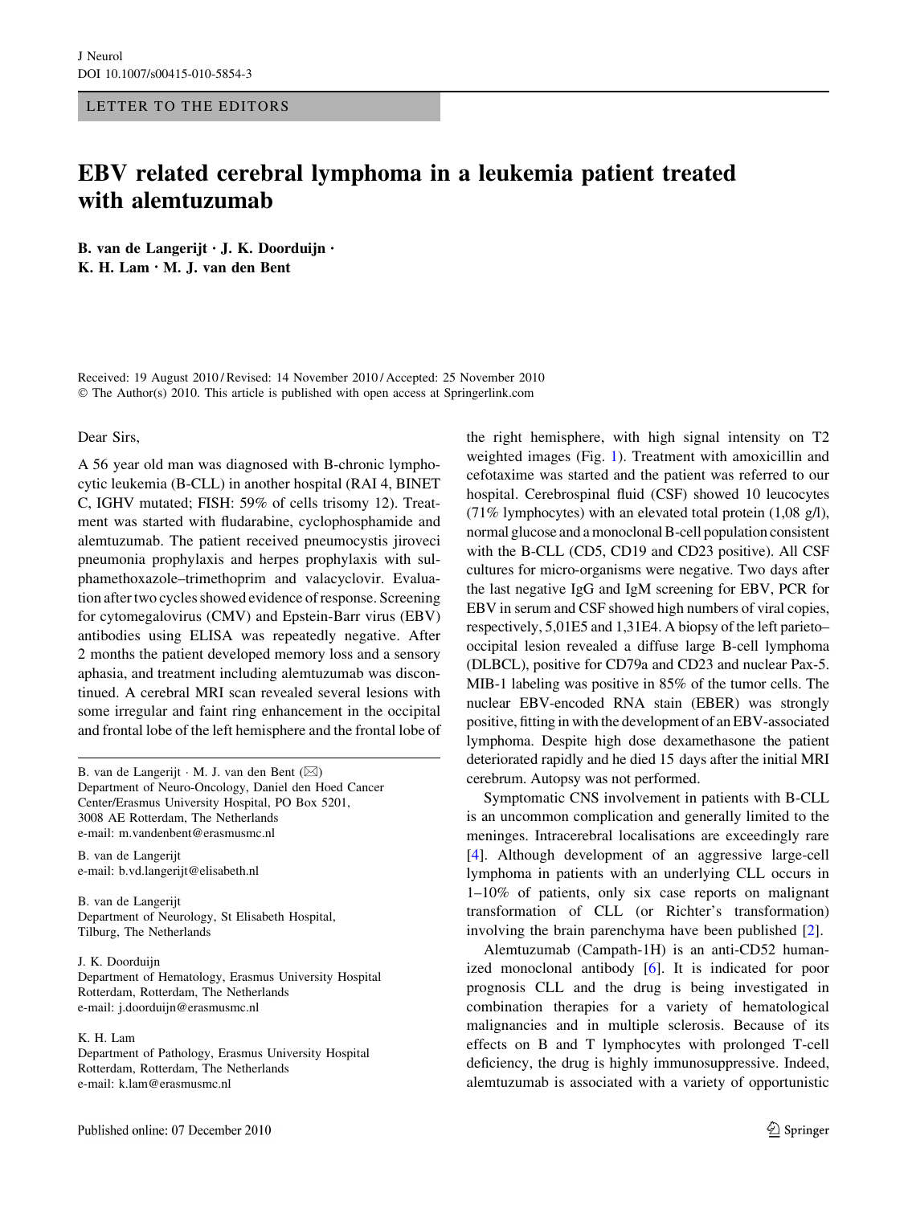LETTER TO THE EDITORS

# EBV related cerebral lymphoma in a leukemia patient treated with alemtuzumab

**B. van de Langerijt · J. K. Doorduijn · K. H. Lam · M. J. van den Bent**

Received: 19 August 2010 / Revised: 14 November 2010 / Accepted: 25 November 2010
© The Author(s) 2010. This article is published with open access at Springerlink.com

Dear Sirs,

A 56 year old man was diagnosed with B-chronic lymphocytic leukemia (B-CLL) in another hospital (RAI 4, BINET C, IGHV mutated; FISH: 59% of cells trisomy 12). Treatment was started with fludarabine, cyclophosphamide and alemtuzumab. The patient received pneumocystis jiroveci pneumonia prophylaxis and herpes prophylaxis with sulphamethoxazole–trimethoprim and valacyclovir. Evaluation after two cycles showed evidence of response. Screening for cytomegalovirus (CMV) and Epstein-Barr virus (EBV) antibodies using ELISA was repeatedly negative. After 2 months the patient developed memory loss and a sensory aphasia, and treatment including alemtuzumab was discontinued. A cerebral MRI scan revealed several lesions with some irregular and faint ring enhancement in the occipital and frontal lobe of the left hemisphere and the frontal lobe of the right hemisphere, with high signal intensity on T2 weighted images (Fig. 1). Treatment with amoxicillin and cefotaxime was started and the patient was referred to our hospital. Cerebrospinal fluid (CSF) showed 10 leucocytes (71% lymphocytes) with an elevated total protein (1,08 g/l), normal glucose and a monoclonal B-cell population consistent with the B-CLL (CD5, CD19 and CD23 positive). All CSF cultures for micro-organisms were negative. Two days after the last negative IgG and IgM screening for EBV, PCR for EBV in serum and CSF showed high numbers of viral copies, respectively, 5,01E5 and 1,31E4. A biopsy of the left parieto–occipital lesion revealed a diffuse large B-cell lymphoma (DLBCL), positive for CD79a and CD23 and nuclear Pax-5. MIB-1 labeling was positive in 85% of the tumor cells. The nuclear EBV-encoded RNA stain (EBER) was strongly positive, fitting in with the development of an EBV-associated lymphoma. Despite high dose dexamethasone the patient deteriorated rapidly and he died 15 days after the initial MRI cerebrum. Autopsy was not performed.

Symptomatic CNS involvement in patients with B-CLL is an uncommon complication and generally limited to the meninges. Intracerebral localisations are exceedingly rare [4]. Although development of an aggressive large-cell lymphoma in patients with an underlying CLL occurs in 1–10% of patients, only six case reports on malignant transformation of CLL (or Richter's transformation) involving the brain parenchyma have been published [2].

Alemtuzumab (Campath-1H) is an anti-CD52 humanized monoclonal antibody [6]. It is indicated for poor prognosis CLL and the drug is being investigated in combination therapies for a variety of hematological malignancies and in multiple sclerosis. Because of its effects on B and T lymphocytes with prolonged T-cell deficiency, the drug is highly immunosuppressive. Indeed, alemtuzumab is associated with a variety of opportunistic

---

B. van de Langerijt · M. J. van den Bent (✉)
Department of Neuro-Oncology, Daniel den Hoed Cancer Center/Erasmus University Hospital, PO Box 5201, 3008 AE Rotterdam, The Netherlands
e-mail: m.vandenbent@erasmusmc.nl

B. van de Langerijt
e-mail: b.vd.langerijt@elisabeth.nl

B. van de Langerijt
Department of Neurology, St Elisabeth Hospital, Tilburg, The Netherlands

J. K. Doorduijn
Department of Hematology, Erasmus University Hospital Rotterdam, Rotterdam, The Netherlands
e-mail: j.doorduijn@erasmusmc.nl

K. H. Lam
Department of Pathology, Erasmus University Hospital Rotterdam, Rotterdam, The Netherlands
e-mail: k.lam@erasmusmc.nl

Published online: 07 December 2010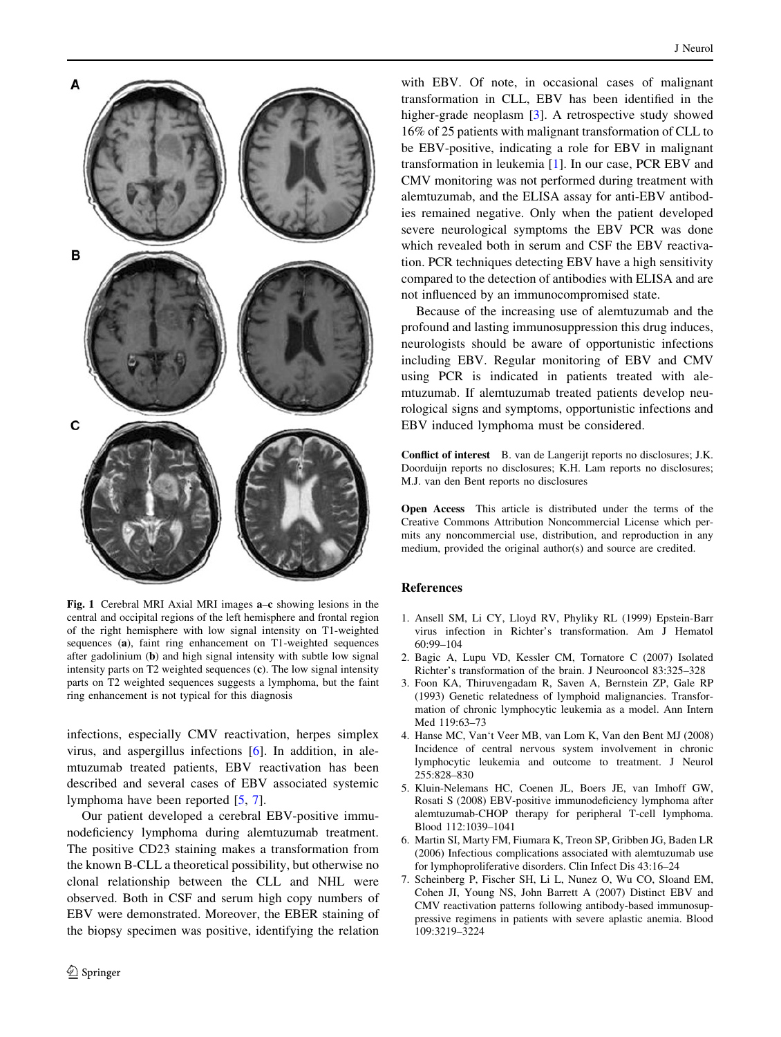Fig. 1 Cerebral MRI Axial MRI images **a–c** showing lesions in the central and occipital regions of the left hemisphere and frontal region of the right hemisphere with low signal intensity on T1-weighted sequences (**a**), faint ring enhancement on T1-weighted sequences after gadolinium (**b**) and high signal intensity with subtle low signal intensity parts on T2 weighted sequences (**c**). The low signal intensity parts on T2 weighted sequences suggests a lymphoma, but the faint ring enhancement is not typical for this diagnosis

infections, especially CMV reactivation, herpes simplex virus, and aspergillus infections [6]. In addition, in alemtuzumab treated patients, EBV reactivation has been described and several cases of EBV associated systemic lymphoma have been reported [5, 7].

Our patient developed a cerebral EBV-positive immunodeficiency lymphoma during alemtuzumab treatment. The positive CD23 staining makes a transformation from the known B-CLL a theoretical possibility, but otherwise no clonal relationship between the CLL and NHL were observed. Both in CSF and serum high copy numbers of EBV were demonstrated. Moreover, the EBER staining of the biopsy specimen was positive, identifying the relation with EBV. Of note, in occasional cases of malignant transformation in CLL, EBV has been identified in the higher-grade neoplasm [3]. A retrospective study showed 16% of 25 patients with malignant transformation of CLL to be EBV-positive, indicating a role for EBV in malignant transformation in leukemia [1]. In our case, PCR EBV and CMV monitoring was not performed during treatment with alemtuzumab, and the ELISA assay for anti-EBV antibodies remained negative. Only when the patient developed severe neurological symptoms the EBV PCR was done which revealed both in serum and CSF the EBV reactivation. PCR techniques detecting EBV have a high sensitivity compared to the detection of antibodies with ELISA and are not influenced by an immunocompromised state.

Because of the increasing use of alemtuzumab and the profound and lasting immunosuppression this drug induces, neurologists should be aware of opportunistic infections including EBV. Regular monitoring of EBV and CMV using PCR is indicated in patients treated with alemtuzumab. If alemtuzumab treated patients develop neurological signs and symptoms, opportunistic infections and EBV induced lymphoma must be considered.

**Conflict of interest** B. van de Langerijt reports no disclosures; J.K. Doorduijn reports no disclosures; K.H. Lam reports no disclosures; M.J. van den Bent reports no disclosures

**Open Access** This article is distributed under the terms of the Creative Commons Attribution Noncommercial License which permits any noncommercial use, distribution, and reproduction in any medium, provided the original author(s) and source are credited.

## References

1. Ansell SM, Li CY, Lloyd RV, Phyliky RL (1999) Epstein-Barr virus infection in Richter's transformation. Am J Hematol 60:99–104
2. Bagic A, Lupu VD, Kessler CM, Tornatore C (2007) Isolated Richter's transformation of the brain. J Neurooncol 83:325–328
3. Foon KA, Thiruvengadam R, Saven A, Bernstein ZP, Gale RP (1993) Genetic relatedness of lymphoid malignancies. Transformation of chronic lymphocytic leukemia as a model. Ann Intern Med 119:63–73
4. Hanse MC, Van't Veer MB, van Lom K, Van den Bent MJ (2008) Incidence of central nervous system involvement in chronic lymphocytic leukemia and outcome to treatment. J Neurol 255:828–830
5. Kluin-Nelemans HC, Coenen JL, Boers JE, van Imhoff GW, Rosati S (2008) EBV-positive immunodeficiency lymphoma after alemtuzumab-CHOP therapy for peripheral T-cell lymphoma. Blood 112:1039–1041
6. Martin SI, Marty FM, Fiumara K, Treon SP, Gribben JG, Baden LR (2006) Infectious complications associated with alemtuzumab use for lymphoproliferative disorders. Clin Infect Dis 43:16–24
7. Scheinberg P, Fischer SH, Li L, Nunez O, Wu CO, Sloand EM, Cohen JI, Young NS, John Barrett A (2007) Distinct EBV and CMV reactivation patterns following antibody-based immunosuppressive regimens in patients with severe aplastic anemia. Blood 109:3219–3224